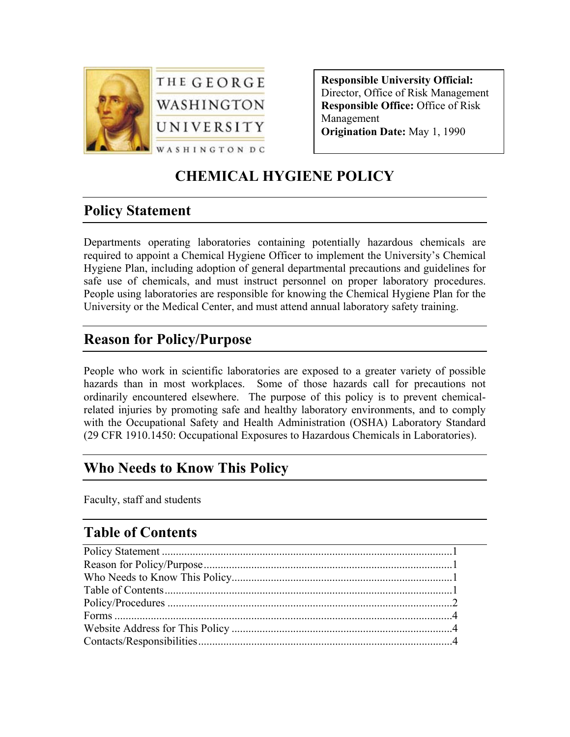THE GEORGE WASHINGTON UNIVERSITY

WASHINGTON DC

**Responsible University Official:** Director, Office of Risk Management
**Responsible Office:** Office of Risk Management
**Origination Date:** May 1, 1990

# CHEMICAL HYGIENE POLICY

## Policy Statement

Departments operating laboratories containing potentially hazardous chemicals are required to appoint a Chemical Hygiene Officer to implement the University's Chemical Hygiene Plan, including adoption of general departmental precautions and guidelines for safe use of chemicals, and must instruct personnel on proper laboratory procedures. People using laboratories are responsible for knowing the Chemical Hygiene Plan for the University or the Medical Center, and must attend annual laboratory safety training.

## Reason for Policy/Purpose

People who work in scientific laboratories are exposed to a greater variety of possible hazards than in most workplaces. Some of those hazards call for precautions not ordinarily encountered elsewhere. The purpose of this policy is to prevent chemical-related injuries by promoting safe and healthy laboratory environments, and to comply with the Occupational Safety and Health Administration (OSHA) Laboratory Standard (29 CFR 1910.1450: Occupational Exposures to Hazardous Chemicals in Laboratories).

## Who Needs to Know This Policy

Faculty, staff and students

## Table of Contents

Policy Statement ........................................................................................................1
Reason for Policy/Purpose .........................................................................................1
Who Needs to Know This Policy ................................................................................1
Table of Contents ........................................................................................................1
Policy/Procedures .......................................................................................................2
Forms ..........................................................................................................................4
Website Address for This Policy ................................................................................4
Contacts/Responsibilities ...........................................................................................4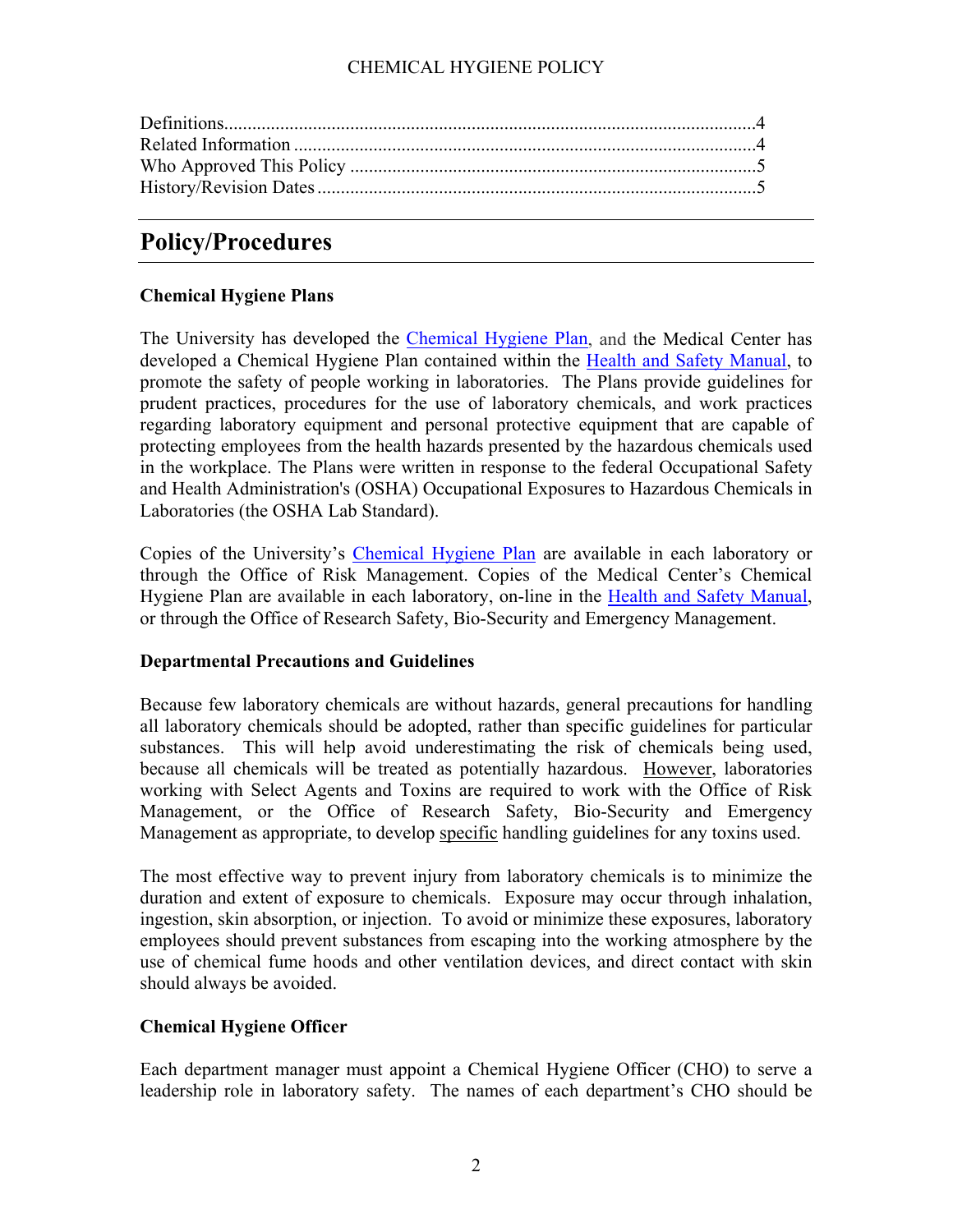Definitions........................................................................................................4
Related Information ..........................................................................................4
Who Approved This Policy ...............................................................................5
History/Revision Dates .....................................................................................5

## Policy/Procedures

**Chemical Hygiene Plans**

The University has developed the Chemical Hygiene Plan, and the Medical Center has developed a Chemical Hygiene Plan contained within the Health and Safety Manual, to promote the safety of people working in laboratories. The Plans provide guidelines for prudent practices, procedures for the use of laboratory chemicals, and work practices regarding laboratory equipment and personal protective equipment that are capable of protecting employees from the health hazards presented by the hazardous chemicals used in the workplace. The Plans were written in response to the federal Occupational Safety and Health Administration's (OSHA) Occupational Exposures to Hazardous Chemicals in Laboratories (the OSHA Lab Standard).

Copies of the University's Chemical Hygiene Plan are available in each laboratory or through the Office of Risk Management. Copies of the Medical Center's Chemical Hygiene Plan are available in each laboratory, on-line in the Health and Safety Manual, or through the Office of Research Safety, Bio-Security and Emergency Management.

**Departmental Precautions and Guidelines**

Because few laboratory chemicals are without hazards, general precautions for handling all laboratory chemicals should be adopted, rather than specific guidelines for particular substances. This will help avoid underestimating the risk of chemicals being used, because all chemicals will be treated as potentially hazardous. However, laboratories working with Select Agents and Toxins are required to work with the Office of Risk Management, or the Office of Research Safety, Bio-Security and Emergency Management as appropriate, to develop specific handling guidelines for any toxins used.

The most effective way to prevent injury from laboratory chemicals is to minimize the duration and extent of exposure to chemicals. Exposure may occur through inhalation, ingestion, skin absorption, or injection. To avoid or minimize these exposures, laboratory employees should prevent substances from escaping into the working atmosphere by the use of chemical fume hoods and other ventilation devices, and direct contact with skin should always be avoided.

**Chemical Hygiene Officer**

Each department manager must appoint a Chemical Hygiene Officer (CHO) to serve a leadership role in laboratory safety. The names of each department's CHO should be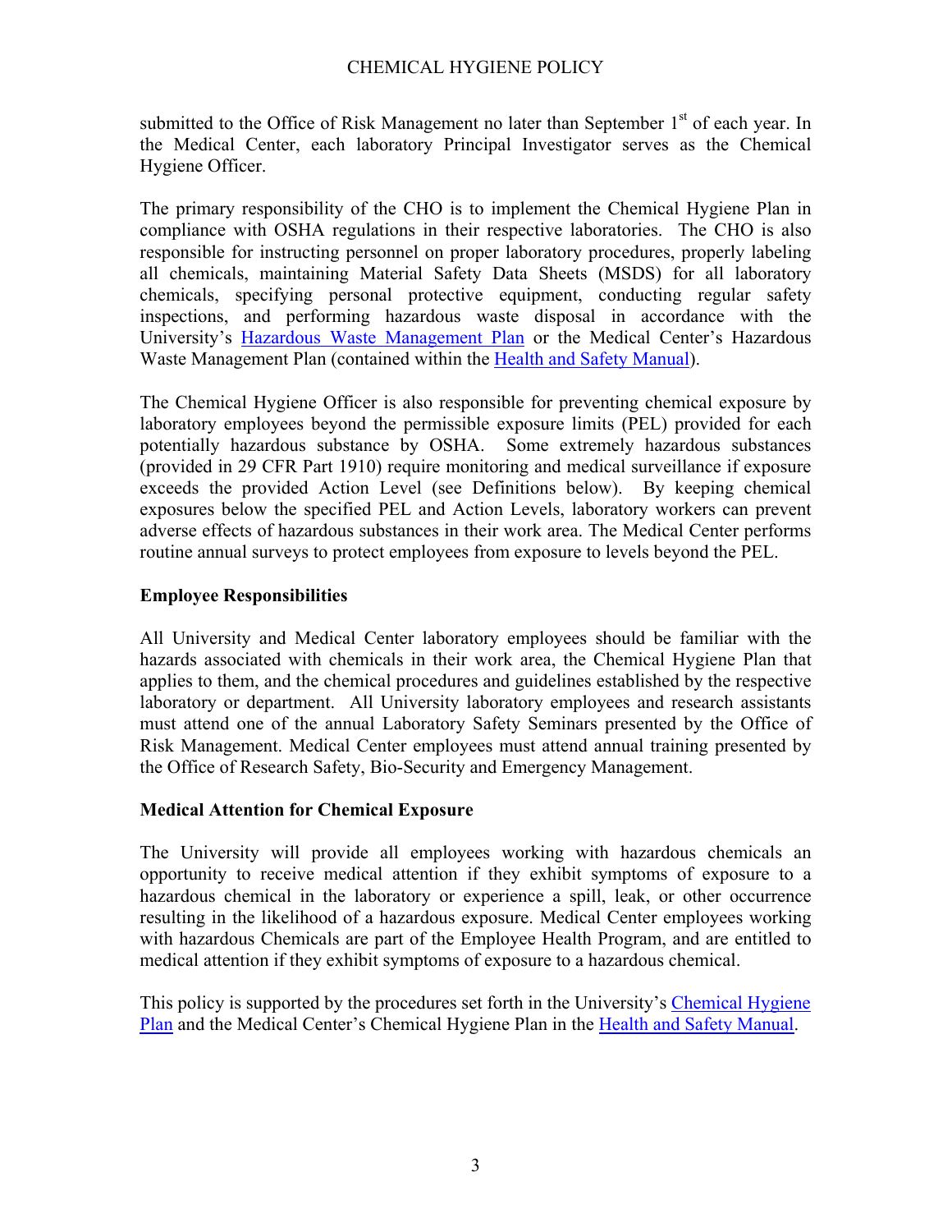submitted to the Office of Risk Management no later than September 1st of each year. In the Medical Center, each laboratory Principal Investigator serves as the Chemical Hygiene Officer.

The primary responsibility of the CHO is to implement the Chemical Hygiene Plan in compliance with OSHA regulations in their respective laboratories. The CHO is also responsible for instructing personnel on proper laboratory procedures, properly labeling all chemicals, maintaining Material Safety Data Sheets (MSDS) for all laboratory chemicals, specifying personal protective equipment, conducting regular safety inspections, and performing hazardous waste disposal in accordance with the University's Hazardous Waste Management Plan or the Medical Center's Hazardous Waste Management Plan (contained within the Health and Safety Manual).

The Chemical Hygiene Officer is also responsible for preventing chemical exposure by laboratory employees beyond the permissible exposure limits (PEL) provided for each potentially hazardous substance by OSHA. Some extremely hazardous substances (provided in 29 CFR Part 1910) require monitoring and medical surveillance if exposure exceeds the provided Action Level (see Definitions below). By keeping chemical exposures below the specified PEL and Action Levels, laboratory workers can prevent adverse effects of hazardous substances in their work area. The Medical Center performs routine annual surveys to protect employees from exposure to levels beyond the PEL.

**Employee Responsibilities**

All University and Medical Center laboratory employees should be familiar with the hazards associated with chemicals in their work area, the Chemical Hygiene Plan that applies to them, and the chemical procedures and guidelines established by the respective laboratory or department. All University laboratory employees and research assistants must attend one of the annual Laboratory Safety Seminars presented by the Office of Risk Management. Medical Center employees must attend annual training presented by the Office of Research Safety, Bio-Security and Emergency Management.

**Medical Attention for Chemical Exposure**

The University will provide all employees working with hazardous chemicals an opportunity to receive medical attention if they exhibit symptoms of exposure to a hazardous chemical in the laboratory or experience a spill, leak, or other occurrence resulting in the likelihood of a hazardous exposure. Medical Center employees working with hazardous Chemicals are part of the Employee Health Program, and are entitled to medical attention if they exhibit symptoms of exposure to a hazardous chemical.

This policy is supported by the procedures set forth in the University's Chemical Hygiene Plan and the Medical Center's Chemical Hygiene Plan in the Health and Safety Manual.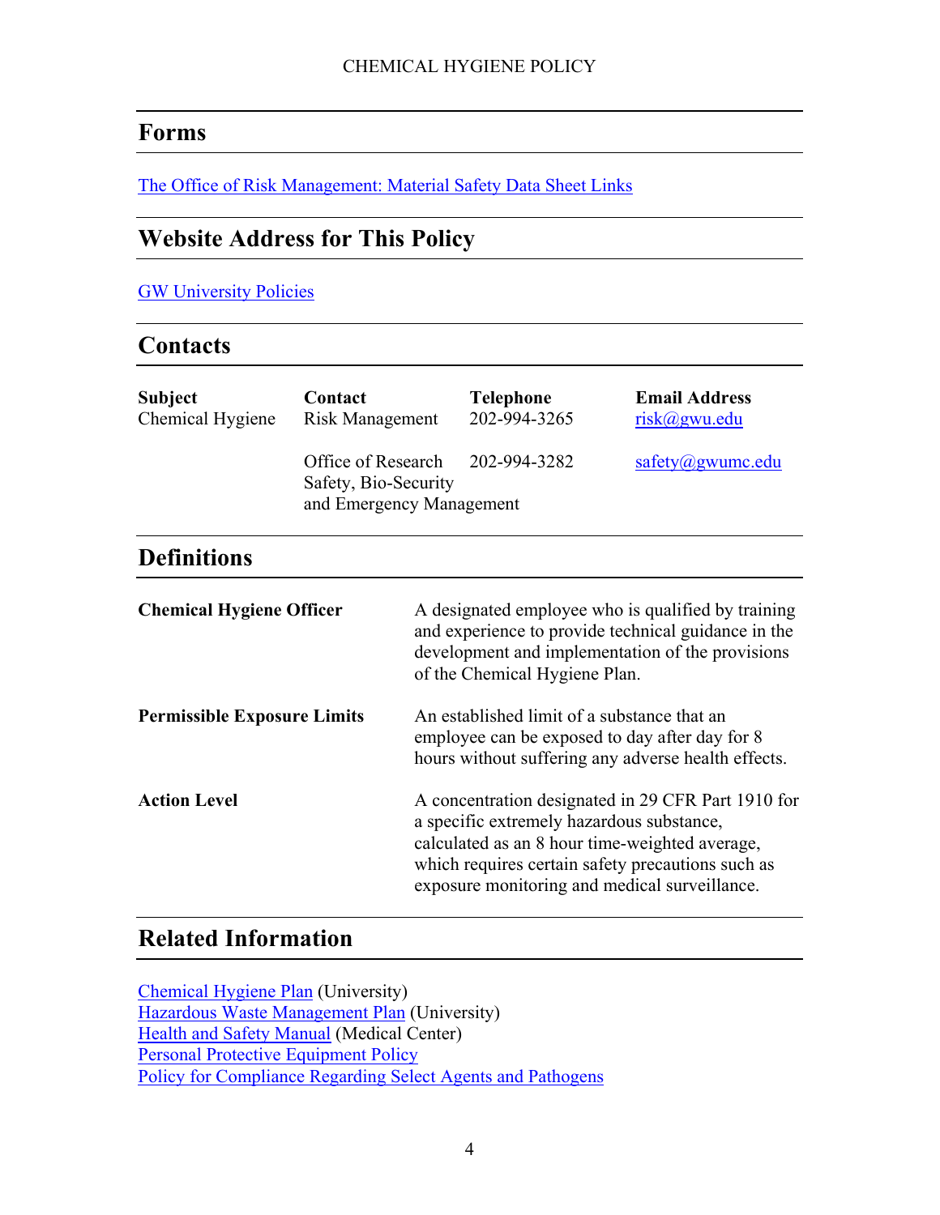## Forms

The Office of Risk Management: Material Safety Data Sheet Links

## Website Address for This Policy

GW University Policies

## Contacts

| Subject | Contact | Telephone | Email Address |
|---|---|---|---|
| Chemical Hygiene | Risk Management | 202-994-3265 | risk@gwu.edu |
| | Office of Research Safety, Bio-Security and Emergency Management | 202-994-3282 | safety@gwumc.edu |

## Definitions

| | |
|---|---|
| **Chemical Hygiene Officer** | A designated employee who is qualified by training and experience to provide technical guidance in the development and implementation of the provisions of the Chemical Hygiene Plan. |
| **Permissible Exposure Limits** | An established limit of a substance that an employee can be exposed to day after day for 8 hours without suffering any adverse health effects. |
| **Action Level** | A concentration designated in 29 CFR Part 1910 for a specific extremely hazardous substance, calculated as an 8 hour time-weighted average, which requires certain safety precautions such as exposure monitoring and medical surveillance. |

## Related Information

Chemical Hygiene Plan (University)
Hazardous Waste Management Plan (University)
Health and Safety Manual (Medical Center)
Personal Protective Equipment Policy
Policy for Compliance Regarding Select Agents and Pathogens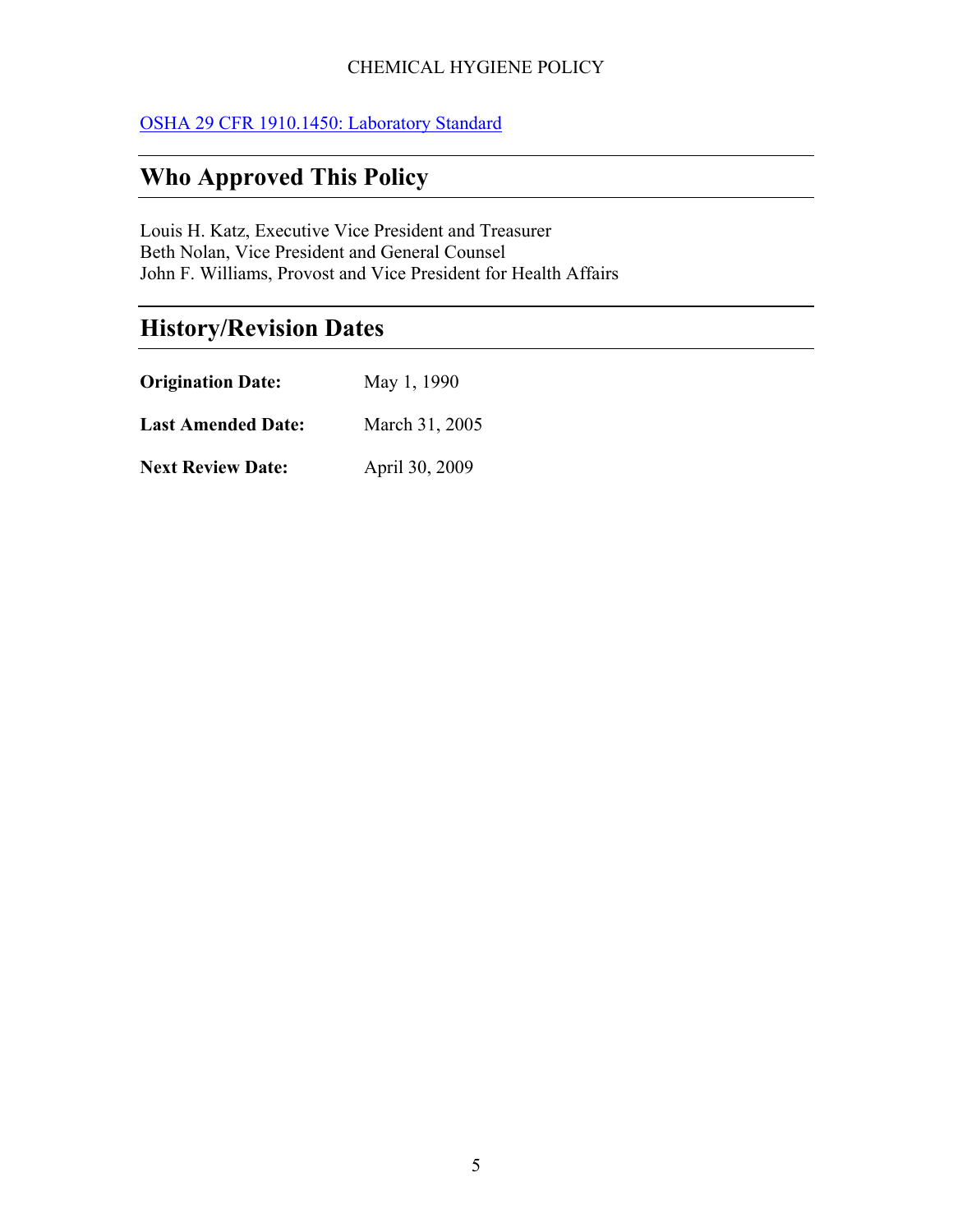[OSHA 29 CFR 1910.1450: Laboratory Standard]

## Who Approved This Policy

Louis H. Katz, Executive Vice President and Treasurer
Beth Nolan, Vice President and General Counsel
John F. Williams, Provost and Vice President for Health Affairs

## History/Revision Dates

**Origination Date:** May 1, 1990

**Last Amended Date:** March 31, 2005

**Next Review Date:** April 30, 2009